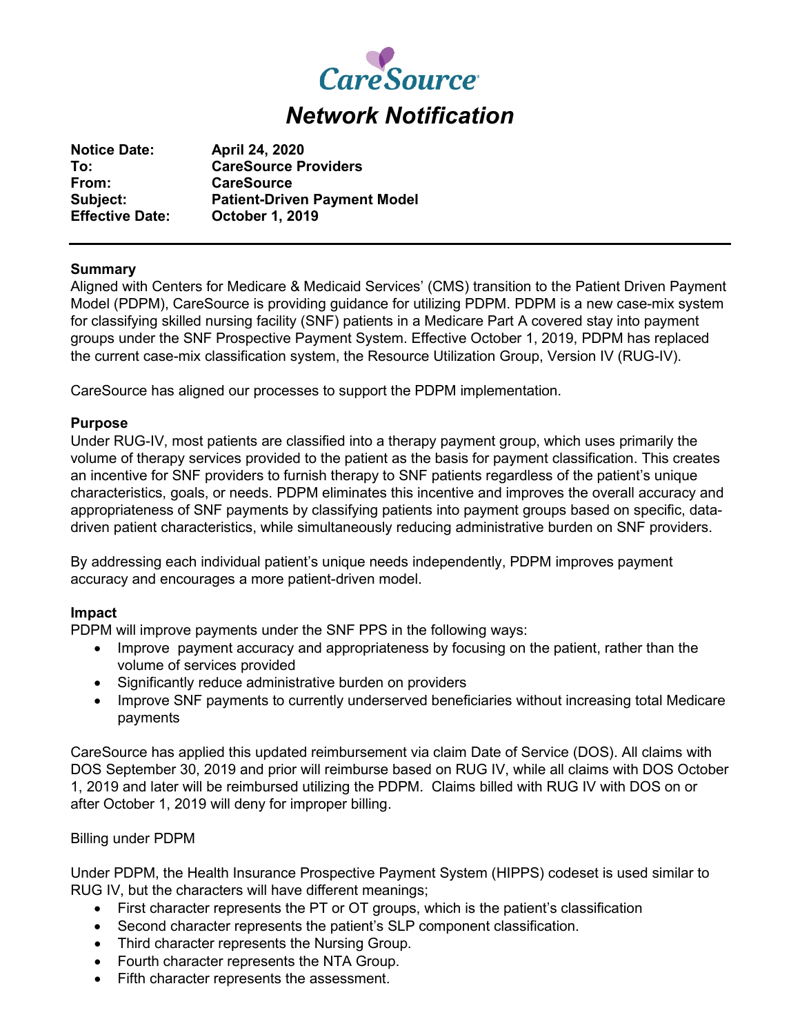# CareSource

## *Network Notification*

**Notice Date:** April 24, 2020
**To:** CareSource Providers
**From:** CareSource
**Subject:** Patient-Driven Payment Model
**Effective Date:** October 1, 2019

---

**Summary**

Aligned with Centers for Medicare & Medicaid Services' (CMS) transition to the Patient Driven Payment Model (PDPM), CareSource is providing guidance for utilizing PDPM. PDPM is a new case-mix system for classifying skilled nursing facility (SNF) patients in a Medicare Part A covered stay into payment groups under the SNF Prospective Payment System. Effective October 1, 2019, PDPM has replaced the current case-mix classification system, the Resource Utilization Group, Version IV (RUG-IV).

CareSource has aligned our processes to support the PDPM implementation.

**Purpose**

Under RUG-IV, most patients are classified into a therapy payment group, which uses primarily the volume of therapy services provided to the patient as the basis for payment classification. This creates an incentive for SNF providers to furnish therapy to SNF patients regardless of the patient's unique characteristics, goals, or needs. PDPM eliminates this incentive and improves the overall accuracy and appropriateness of SNF payments by classifying patients into payment groups based on specific, data-driven patient characteristics, while simultaneously reducing administrative burden on SNF providers.

By addressing each individual patient's unique needs independently, PDPM improves payment accuracy and encourages a more patient-driven model.

**Impact**

PDPM will improve payments under the SNF PPS in the following ways:

- Improve payment accuracy and appropriateness by focusing on the patient, rather than the volume of services provided
- Significantly reduce administrative burden on providers
- Improve SNF payments to currently underserved beneficiaries without increasing total Medicare payments

CareSource has applied this updated reimbursement via claim Date of Service (DOS). All claims with DOS September 30, 2019 and prior will reimburse based on RUG IV, while all claims with DOS October 1, 2019 and later will be reimbursed utilizing the PDPM. Claims billed with RUG IV with DOS on or after October 1, 2019 will deny for improper billing.

Billing under PDPM

Under PDPM, the Health Insurance Prospective Payment System (HIPPS) codeset is used similar to RUG IV, but the characters will have different meanings;

- First character represents the PT or OT groups, which is the patient's classification
- Second character represents the patient's SLP component classification.
- Third character represents the Nursing Group.
- Fourth character represents the NTA Group.
- Fifth character represents the assessment.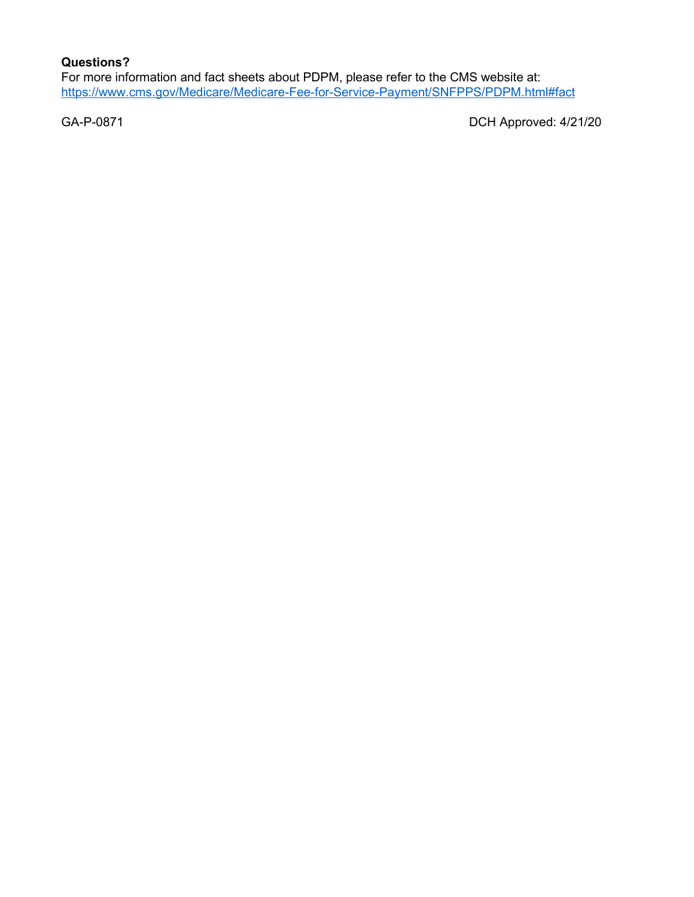**Questions?**
For more information and fact sheets about PDPM, please refer to the CMS website at:
https://www.cms.gov/Medicare/Medicare-Fee-for-Service-Payment/SNFPPS/PDPM.html#fact

GA-P-0871 DCH Approved: 4/21/20